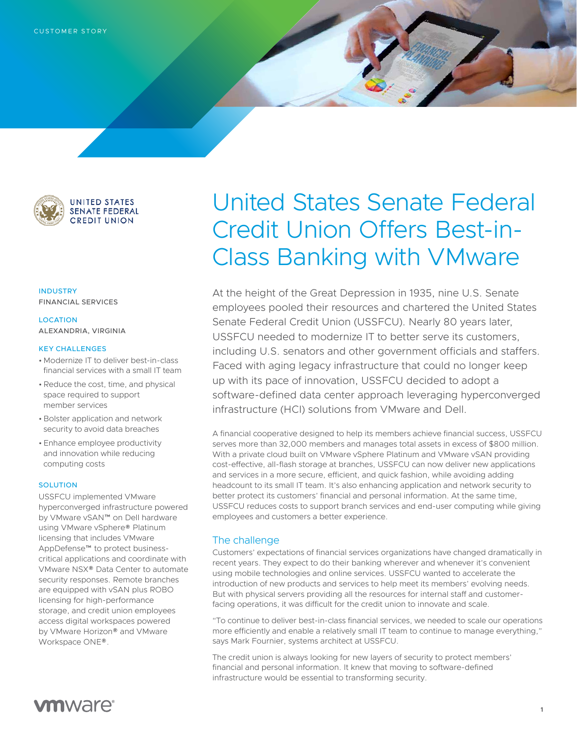CUSTOMER STORY

UNITED STATES SENATE FEDERAL CREDIT UNION

# United States Senate Federal Credit Union Offers Best-in-Class Banking with VMware

**INDUSTRY**
FINANCIAL SERVICES

**LOCATION**
ALEXANDRIA, VIRGINIA

**KEY CHALLENGES**

- Modernize IT to deliver best-in-class financial services with a small IT team
- Reduce the cost, time, and physical space required to support member services
- Bolster application and network security to avoid data breaches
- Enhance employee productivity and innovation while reducing computing costs

**SOLUTION**

USSFCU implemented VMware hyperconverged infrastructure powered by VMware vSAN™ on Dell hardware using VMware vSphere® Platinum licensing that includes VMware AppDefense™ to protect business-critical applications and coordinate with VMware NSX® Data Center to automate security responses. Remote branches are equipped with vSAN plus ROBO licensing for high-performance storage, and credit union employees access digital workspaces powered by VMware Horizon® and VMware Workspace ONE®.

At the height of the Great Depression in 1935, nine U.S. Senate employees pooled their resources and chartered the United States Senate Federal Credit Union (USSFCU). Nearly 80 years later, USSFCU needed to modernize IT to better serve its customers, including U.S. senators and other government officials and staffers. Faced with aging legacy infrastructure that could no longer keep up with its pace of innovation, USSFCU decided to adopt a software-defined data center approach leveraging hyperconverged infrastructure (HCI) solutions from VMware and Dell.

A financial cooperative designed to help its members achieve financial success, USSFCU serves more than 32,000 members and manages total assets in excess of $800 million. With a private cloud built on VMware vSphere Platinum and VMware vSAN providing cost-effective, all-flash storage at branches, USSFCU can now deliver new applications and services in a more secure, efficient, and quick fashion, while avoiding adding headcount to its small IT team. It's also enhancing application and network security to better protect its customers' financial and personal information. At the same time, USSFCU reduces costs to support branch services and end-user computing while giving employees and customers a better experience.

## The challenge

Customers' expectations of financial services organizations have changed dramatically in recent years. They expect to do their banking wherever and whenever it's convenient using mobile technologies and online services. USSFCU wanted to accelerate the introduction of new products and services to help meet its members' evolving needs. But with physical servers providing all the resources for internal staff and customer-facing operations, it was difficult for the credit union to innovate and scale.

"To continue to deliver best-in-class financial services, we needed to scale our operations more efficiently and enable a relatively small IT team to continue to manage everything," says Mark Fournier, systems architect at USSFCU.

The credit union is always looking for new layers of security to protect members' financial and personal information. It knew that moving to software-defined infrastructure would be essential to transforming security.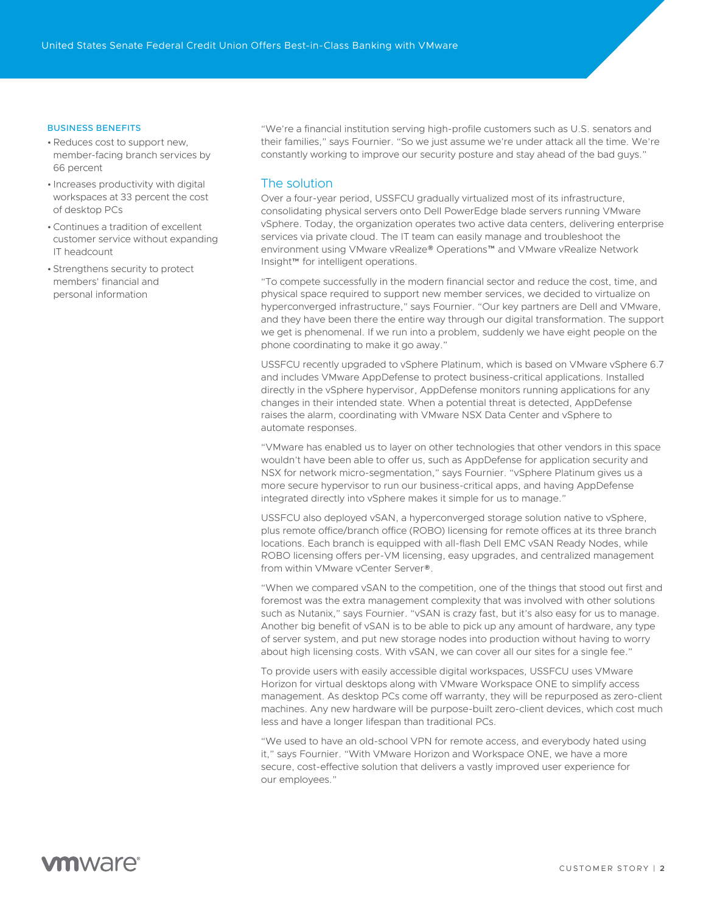## BUSINESS BENEFITS

- Reduces cost to support new, member-facing branch services by 66 percent
- Increases productivity with digital workspaces at 33 percent the cost of desktop PCs
- Continues a tradition of excellent customer service without expanding IT headcount
- Strengthens security to protect members' financial and personal information

"We're a financial institution serving high-profile customers such as U.S. senators and their families," says Fournier. "So we just assume we're under attack all the time. We're constantly working to improve our security posture and stay ahead of the bad guys."

## The solution

Over a four-year period, USSFCU gradually virtualized most of its infrastructure, consolidating physical servers onto Dell PowerEdge blade servers running VMware vSphere. Today, the organization operates two active data centers, delivering enterprise services via private cloud. The IT team can easily manage and troubleshoot the environment using VMware vRealize® Operations™ and VMware vRealize Network Insight™ for intelligent operations.

"To compete successfully in the modern financial sector and reduce the cost, time, and physical space required to support new member services, we decided to virtualize on hyperconverged infrastructure," says Fournier. "Our key partners are Dell and VMware, and they have been there the entire way through our digital transformation. The support we get is phenomenal. If we run into a problem, suddenly we have eight people on the phone coordinating to make it go away."

USSFCU recently upgraded to vSphere Platinum, which is based on VMware vSphere 6.7 and includes VMware AppDefense to protect business-critical applications. Installed directly in the vSphere hypervisor, AppDefense monitors running applications for any changes in their intended state. When a potential threat is detected, AppDefense raises the alarm, coordinating with VMware NSX Data Center and vSphere to automate responses.

"VMware has enabled us to layer on other technologies that other vendors in this space wouldn't have been able to offer us, such as AppDefense for application security and NSX for network micro-segmentation," says Fournier. "vSphere Platinum gives us a more secure hypervisor to run our business-critical apps, and having AppDefense integrated directly into vSphere makes it simple for us to manage."

USSFCU also deployed vSAN, a hyperconverged storage solution native to vSphere, plus remote office/branch office (ROBO) licensing for remote offices at its three branch locations. Each branch is equipped with all-flash Dell EMC vSAN Ready Nodes, while ROBO licensing offers per-VM licensing, easy upgrades, and centralized management from within VMware vCenter Server®.

"When we compared vSAN to the competition, one of the things that stood out first and foremost was the extra management complexity that was involved with other solutions such as Nutanix," says Fournier. "vSAN is crazy fast, but it's also easy for us to manage. Another big benefit of vSAN is to be able to pick up any amount of hardware, any type of server system, and put new storage nodes into production without having to worry about high licensing costs. With vSAN, we can cover all our sites for a single fee."

To provide users with easily accessible digital workspaces, USSFCU uses VMware Horizon for virtual desktops along with VMware Workspace ONE to simplify access management. As desktop PCs come off warranty, they will be repurposed as zero-client machines. Any new hardware will be purpose-built zero-client devices, which cost much less and have a longer lifespan than traditional PCs.

"We used to have an old-school VPN for remote access, and everybody hated using it," says Fournier. "With VMware Horizon and Workspace ONE, we have a more secure, cost-effective solution that delivers a vastly improved user experience for our employees."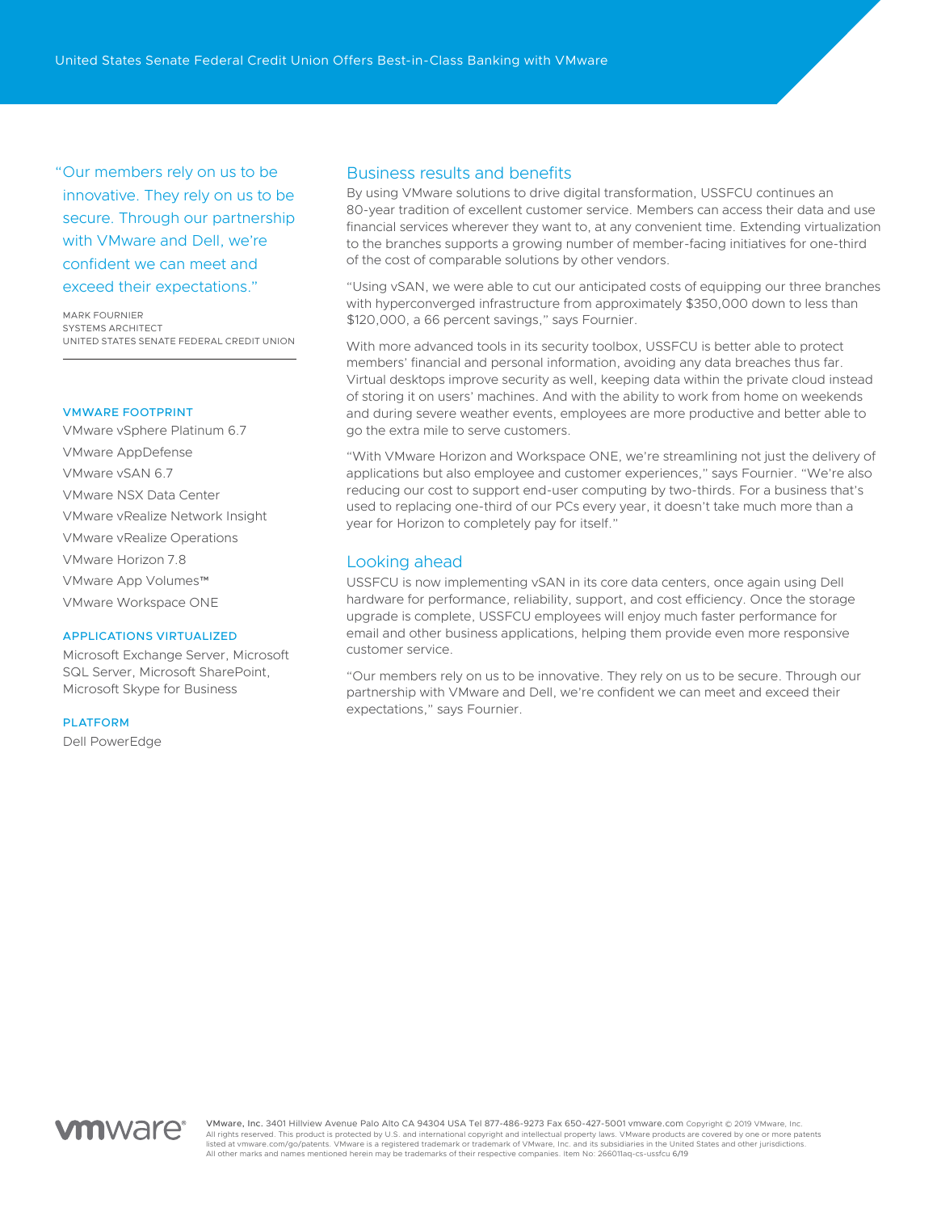"Our members rely on us to be innovative. They rely on us to be secure. Through our partnership with VMware and Dell, we're confident we can meet and exceed their expectations."

MARK FOURNIER
SYSTEMS ARCHITECT
UNITED STATES SENATE FEDERAL CREDIT UNION

### VMWARE FOOTPRINT

VMware vSphere Platinum 6.7
VMware AppDefense
VMware vSAN 6.7
VMware NSX Data Center
VMware vRealize Network Insight
VMware vRealize Operations
VMware Horizon 7.8
VMware App Volumes™
VMware Workspace ONE

### APPLICATIONS VIRTUALIZED

Microsoft Exchange Server, Microsoft SQL Server, Microsoft SharePoint, Microsoft Skype for Business

### PLATFORM

Dell PowerEdge

## Business results and benefits

By using VMware solutions to drive digital transformation, USSFCU continues an 80-year tradition of excellent customer service. Members can access their data and use financial services wherever they want to, at any convenient time. Extending virtualization to the branches supports a growing number of member-facing initiatives for one-third of the cost of comparable solutions by other vendors.

"Using vSAN, we were able to cut our anticipated costs of equipping our three branches with hyperconverged infrastructure from approximately $350,000 down to less than $120,000, a 66 percent savings," says Fournier.

With more advanced tools in its security toolbox, USSFCU is better able to protect members' financial and personal information, avoiding any data breaches thus far. Virtual desktops improve security as well, keeping data within the private cloud instead of storing it on users' machines. And with the ability to work from home on weekends and during severe weather events, employees are more productive and better able to go the extra mile to serve customers.

"With VMware Horizon and Workspace ONE, we're streamlining not just the delivery of applications but also employee and customer experiences," says Fournier. "We're also reducing our cost to support end-user computing by two-thirds. For a business that's used to replacing one-third of our PCs every year, it doesn't take much more than a year for Horizon to completely pay for itself."

## Looking ahead

USSFCU is now implementing vSAN in its core data centers, once again using Dell hardware for performance, reliability, support, and cost efficiency. Once the storage upgrade is complete, USSFCU employees will enjoy much faster performance for email and other business applications, helping them provide even more responsive customer service.

"Our members rely on us to be innovative. They rely on us to be secure. Through our partnership with VMware and Dell, we're confident we can meet and exceed their expectations," says Fournier.

VMware, Inc. 3401 Hillview Avenue Palo Alto CA 94304 USA Tel 877-486-9273 Fax 650-427-5001 vmware.com Copyright © 2019 VMware, Inc. All rights reserved. This product is protected by U.S. and international copyright and intellectual property laws. VMware products are covered by one or more patents listed at vmware.com/go/patents. VMware is a registered trademark or trademark of VMware, Inc. and its subsidiaries in the United States and other jurisdictions. All other marks and names mentioned herein may be trademarks of their respective companies. Item No: 266011aq-cs-ussfcu 6/19